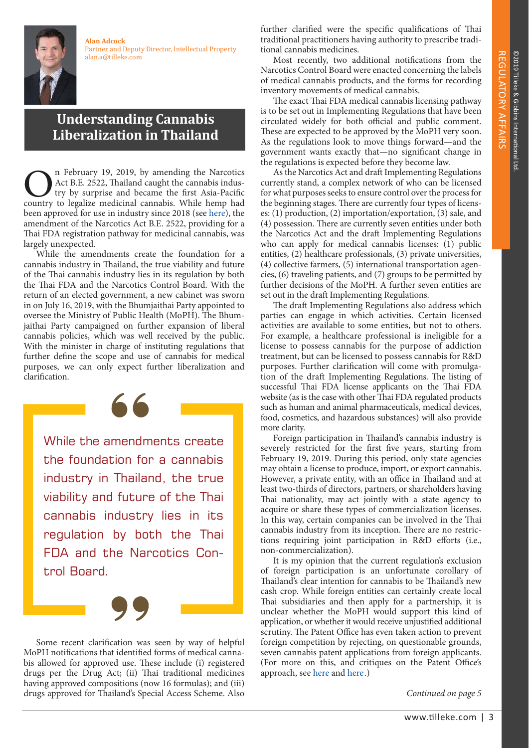**Alan Adcock**
Partner and Deputy Director, Intellectual Property
alan.a@tilleke.com

# Understanding Cannabis Liberalization in Thailand

On February 19, 2019, by amending the Narcotics Act B.E. 2522, Thailand caught the cannabis industry by surprise and became the first Asia-Pacific country to legalize medicinal cannabis. While hemp had been approved for use in industry since 2018 (see here), the amendment of the Narcotics Act B.E. 2522, providing for a Thai FDA registration pathway for medicinal cannabis, was largely unexpected.

While the amendments create the foundation for a cannabis industry in Thailand, the true viability and future of the Thai cannabis industry lies in its regulation by both the Thai FDA and the Narcotics Control Board. With the return of an elected government, a new cabinet was sworn in on July 16, 2019, with the Bhumjaithai Party appointed to oversee the Ministry of Public Health (MoPH). The Bhumjaithai Party campaigned on further expansion of liberal cannabis policies, which was well received by the public. With the minister in charge of instituting regulations that further define the scope and use of cannabis for medical purposes, we can only expect further liberalization and clarification.

> While the amendments create the foundation for a cannabis industry in Thailand, the true viability and future of the Thai cannabis industry lies in its regulation by both the Thai FDA and the Narcotics Control Board.

Some recent clarification was seen by way of helpful MoPH notifications that identified forms of medical cannabis allowed for approved use. These include (i) registered drugs per the Drug Act; (ii) Thai traditional medicines having approved compositions (now 16 formulas); and (iii) drugs approved for Thailand's Special Access Scheme. Also further clarified were the specific qualifications of Thai traditional practitioners having authority to prescribe traditional cannabis medicines.

Most recently, two additional notifications from the Narcotics Control Board were enacted concerning the labels of medical cannabis products, and the forms for recording inventory movements of medical cannabis.

The exact Thai FDA medical cannabis licensing pathway is to be set out in Implementing Regulations that have been circulated widely for both official and public comment. These are expected to be approved by the MoPH very soon. As the regulations look to move things forward—and the government wants exactly that—no significant change in the regulations is expected before they become law.

As the Narcotics Act and draft Implementing Regulations currently stand, a complex network of who can be licensed for what purposes seeks to ensure control over the process for the beginning stages. There are currently four types of licenses: (1) production, (2) importation/exportation, (3) sale, and (4) possession. There are currently seven entities under both the Narcotics Act and the draft Implementing Regulations who can apply for medical cannabis licenses: (1) public entities, (2) healthcare professionals, (3) private universities, (4) collective farmers, (5) international transportation agencies, (6) traveling patients, and (7) groups to be permitted by further decisions of the MoPH. A further seven entities are set out in the draft Implementing Regulations.

The draft Implementing Regulations also address which parties can engage in which activities. Certain licensed activities are available to some entities, but not to others. For example, a healthcare professional is ineligible for a license to possess cannabis for the purpose of addiction treatment, but can be licensed to possess cannabis for R&D purposes. Further clarification will come with promulgation of the draft Implementing Regulations. The listing of successful Thai FDA license applicants on the Thai FDA website (as is the case with other Thai FDA regulated products such as human and animal pharmaceuticals, medical devices, food, cosmetics, and hazardous substances) will also provide more clarity.

Foreign participation in Thailand's cannabis industry is severely restricted for the first five years, starting from February 19, 2019. During this period, only state agencies may obtain a license to produce, import, or export cannabis. However, a private entity, with an office in Thailand and at least two-thirds of directors, partners, or shareholders having Thai nationality, may act jointly with a state agency to acquire or share these types of commercialization licenses. In this way, certain companies can be involved in the Thai cannabis industry from its inception. There are no restrictions requiring joint participation in R&D efforts (i.e., non-commercialization).

It is my opinion that the current regulation's exclusion of foreign participation is an unfortunate corollary of Thailand's clear intention for cannabis to be Thailand's new cash crop. While foreign entities can certainly create local Thai subsidiaries and then apply for a partnership, it is unclear whether the MoPH would support this kind of application, or whether it would receive unjustified additional scrutiny. The Patent Office has even taken action to prevent foreign competition by rejecting, on questionable grounds, seven cannabis patent applications from foreign applicants. (For more on this, and critiques on the Patent Office's approach, see here and here.)

*Continued on page 5*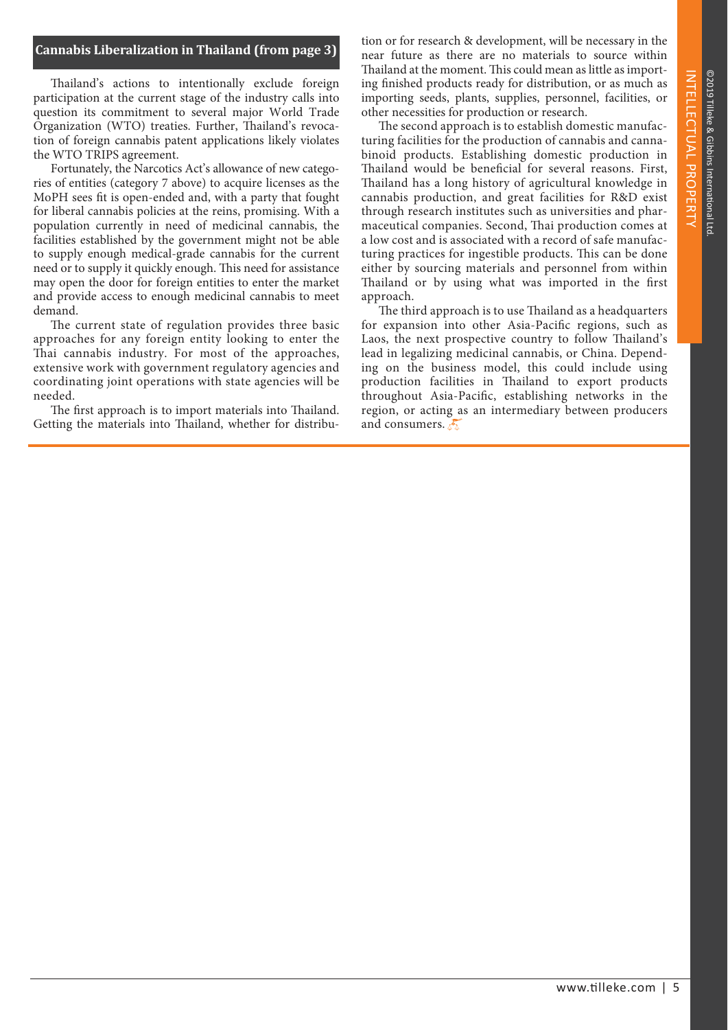## Cannabis Liberalization in Thailand (from page 3)

Thailand's actions to intentionally exclude foreign participation at the current stage of the industry calls into question its commitment to several major World Trade Organization (WTO) treaties. Further, Thailand's revocation of foreign cannabis patent applications likely violates the WTO TRIPS agreement.

Fortunately, the Narcotics Act's allowance of new categories of entities (category 7 above) to acquire licenses as the MoPH sees fit is open-ended and, with a party that fought for liberal cannabis policies at the reins, promising. With a population currently in need of medicinal cannabis, the facilities established by the government might not be able to supply enough medical-grade cannabis for the current need or to supply it quickly enough. This need for assistance may open the door for foreign entities to enter the market and provide access to enough medicinal cannabis to meet demand.

The current state of regulation provides three basic approaches for any foreign entity looking to enter the Thai cannabis industry. For most of the approaches, extensive work with government regulatory agencies and coordinating joint operations with state agencies will be needed.

The first approach is to import materials into Thailand. Getting the materials into Thailand, whether for distribution or for research & development, will be necessary in the near future as there are no materials to source within Thailand at the moment. This could mean as little as importing finished products ready for distribution, or as much as importing seeds, plants, supplies, personnel, facilities, or other necessities for production or research.

The second approach is to establish domestic manufacturing facilities for the production of cannabis and cannabinoid products. Establishing domestic production in Thailand would be beneficial for several reasons. First, Thailand has a long history of agricultural knowledge in cannabis production, and great facilities for R&D exist through research institutes such as universities and pharmaceutical companies. Second, Thai production comes at a low cost and is associated with a record of safe manufacturing practices for ingestible products. This can be done either by sourcing materials and personnel from within Thailand or by using what was imported in the first approach.

The third approach is to use Thailand as a headquarters for expansion into other Asia-Pacific regions, such as Laos, the next prospective country to follow Thailand's lead in legalizing medicinal cannabis, or China. Depending on the business model, this could include using production facilities in Thailand to export products throughout Asia-Pacific, establishing networks in the region, or acting as an intermediary between producers and consumers.